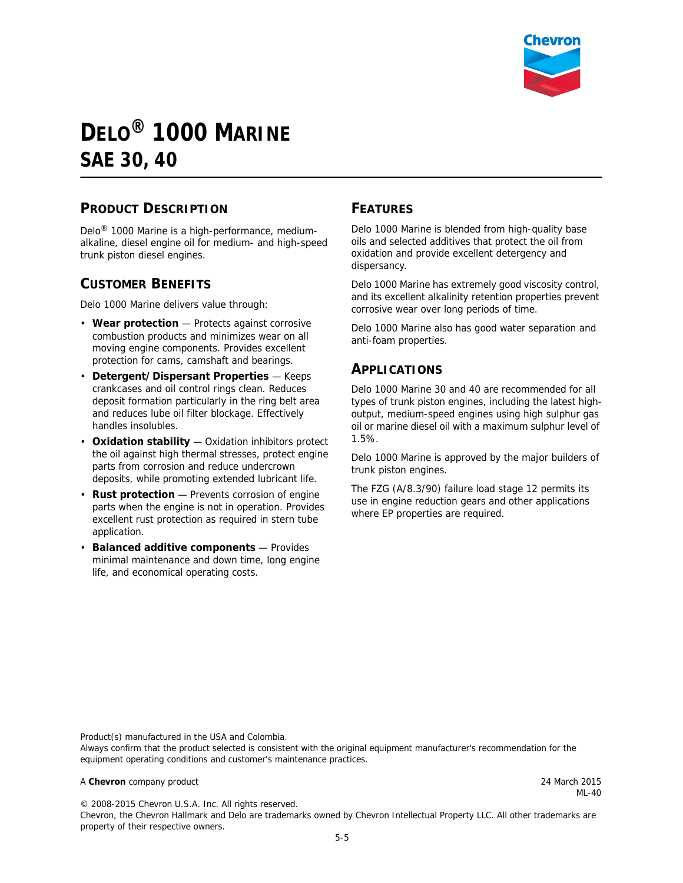# DELO® 1000 MARINE
## SAE 30, 40

## PRODUCT DESCRIPTION

Delo® 1000 Marine is a high-performance, medium-alkaline, diesel engine oil for medium- and high-speed trunk piston diesel engines.

## CUSTOMER BENEFITS

Delo 1000 Marine delivers value through:

- **Wear protection** — Protects against corrosive combustion products and minimizes wear on all moving engine components. Provides excellent protection for cams, camshaft and bearings.
- **Detergent/Dispersant Properties** — Keeps crankcases and oil control rings clean. Reduces deposit formation particularly in the ring belt area and reduces lube oil filter blockage. Effectively handles insolubles.
- **Oxidation stability** — Oxidation inhibitors protect the oil against high thermal stresses, protect engine parts from corrosion and reduce undercrown deposits, while promoting extended lubricant life.
- **Rust protection** — Prevents corrosion of engine parts when the engine is not in operation. Provides excellent rust protection as required in stern tube application.
- **Balanced additive components** — Provides minimal maintenance and down time, long engine life, and economical operating costs.

## FEATURES

Delo 1000 Marine is blended from high-quality base oils and selected additives that protect the oil from oxidation and provide excellent detergency and dispersancy.

Delo 1000 Marine has extremely good viscosity control, and its excellent alkalinity retention properties prevent corrosive wear over long periods of time.

Delo 1000 Marine also has good water separation and anti-foam properties.

## APPLICATIONS

Delo 1000 Marine 30 and 40 are recommended for all types of trunk piston engines, including the latest high-output, medium-speed engines using high sulphur gas oil or marine diesel oil with a maximum sulphur level of 1.5%.

Delo 1000 Marine is approved by the major builders of trunk piston engines.

The FZG (A/8.3/90) failure load stage 12 permits its use in engine reduction gears and other applications where EP properties are required.

Product(s) manufactured in the USA and Colombia.
Always confirm that the product selected is consistent with the original equipment manufacturer's recommendation for the equipment operating conditions and customer's maintenance practices.

A **Chevron** company product

24 March 2015
ML-40

© 2008-2015 Chevron U.S.A. Inc. All rights reserved.
Chevron, the Chevron Hallmark and Delo are trademarks owned by Chevron Intellectual Property LLC. All other trademarks are property of their respective owners.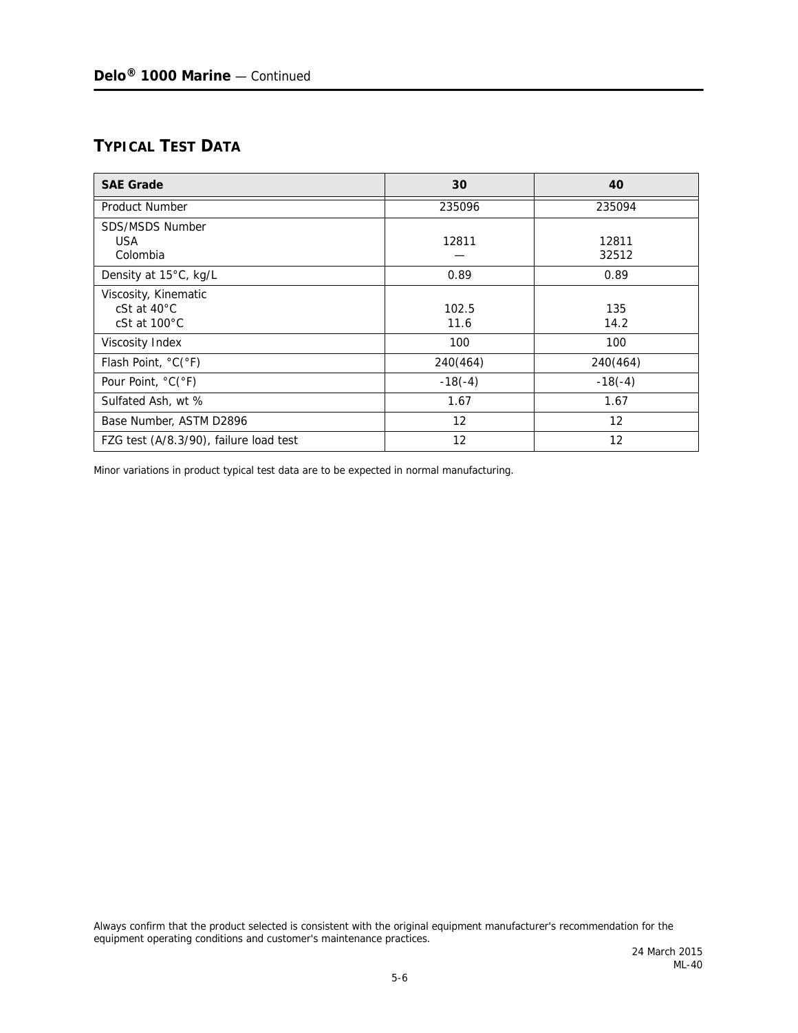## TYPICAL TEST DATA

| SAE Grade | 30 | 40 |
|---|---|---|
| Product Number | 235096 | 235094 |
| SDS/MSDS Number<br>USA<br>Colombia | <br>12811<br>— | <br>12811<br>32512 |
| Density at 15°C, kg/L | 0.89 | 0.89 |
| Viscosity, Kinematic<br>cSt at 40°C<br>cSt at 100°C | <br>102.5<br>11.6 | <br>135<br>14.2 |
| Viscosity Index | 100 | 100 |
| Flash Point, °C(°F) | 240(464) | 240(464) |
| Pour Point, °C(°F) | -18(-4) | -18(-4) |
| Sulfated Ash, wt % | 1.67 | 1.67 |
| Base Number, ASTM D2896 | 12 | 12 |
| FZG test (A/8.3/90), failure load test | 12 | 12 |

Minor variations in product typical test data are to be expected in normal manufacturing.

Always confirm that the product selected is consistent with the original equipment manufacturer's recommendation for the equipment operating conditions and customer's maintenance practices.

24 March 2015
ML-40